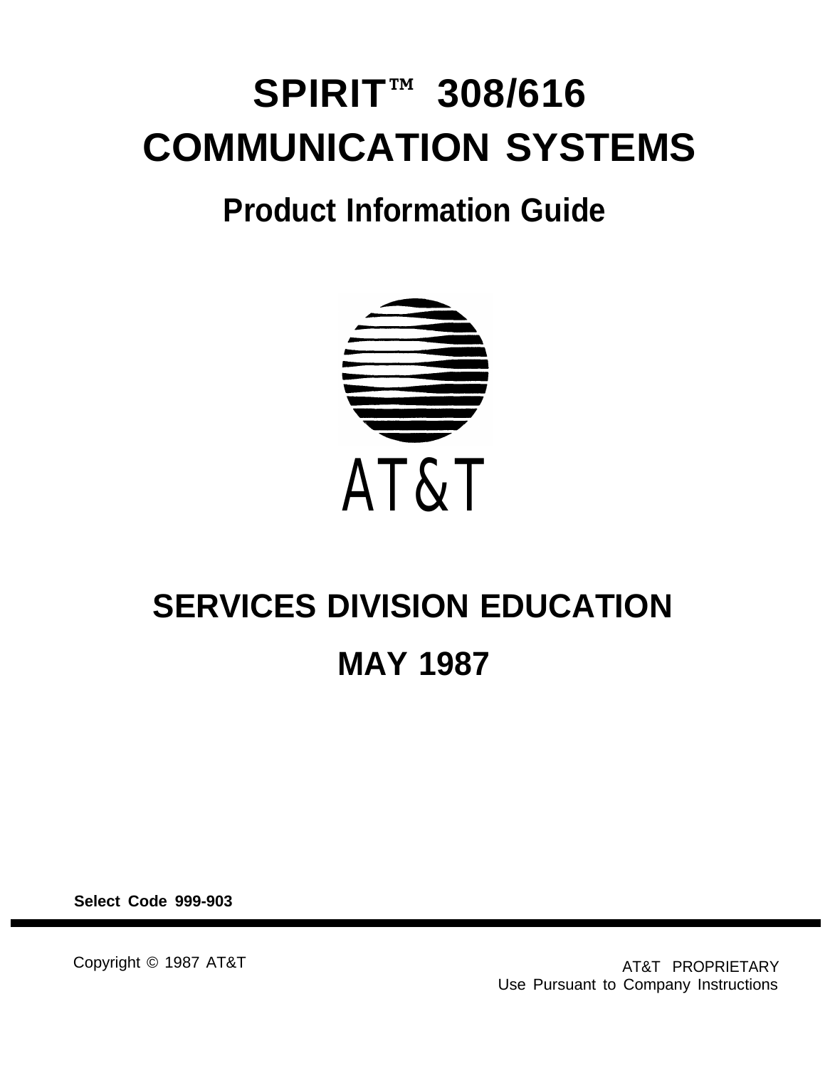# SPIRIT™ 308/616 COMMUNICATION SYSTEMS

## Product Information Guide

AT&T

## SERVICES DIVISION EDUCATION

## MAY 1987

**Select Code 999-903**

Copyright © 1987 AT&T

AT&T PROPRIETARY
Use Pursuant to Company Instructions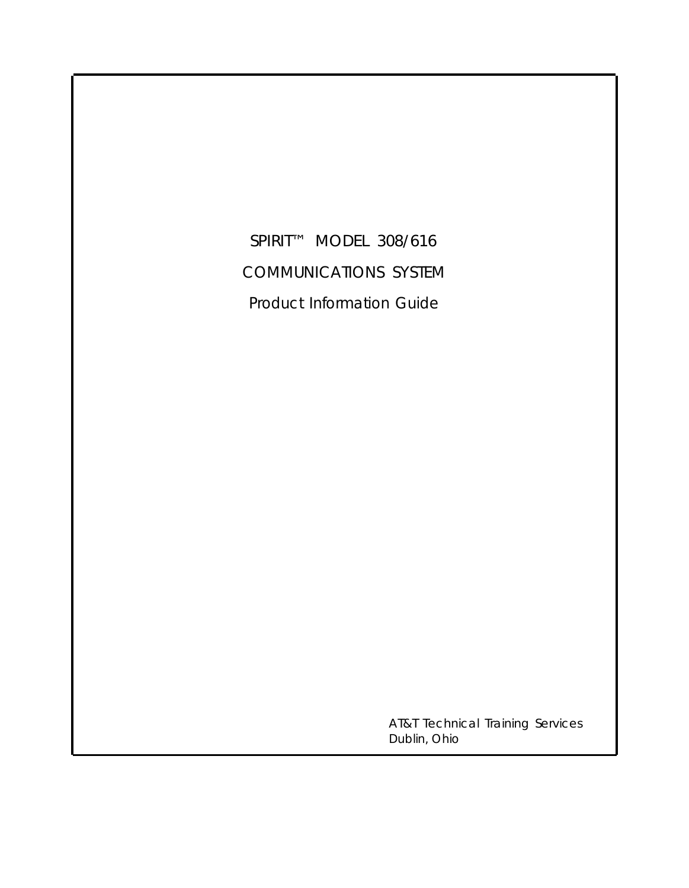# SPIRIT™ MODEL 308/616

# COMMUNICATIONS SYSTEM

## Product Information Guide

AT&T Technical Training Services
Dublin, Ohio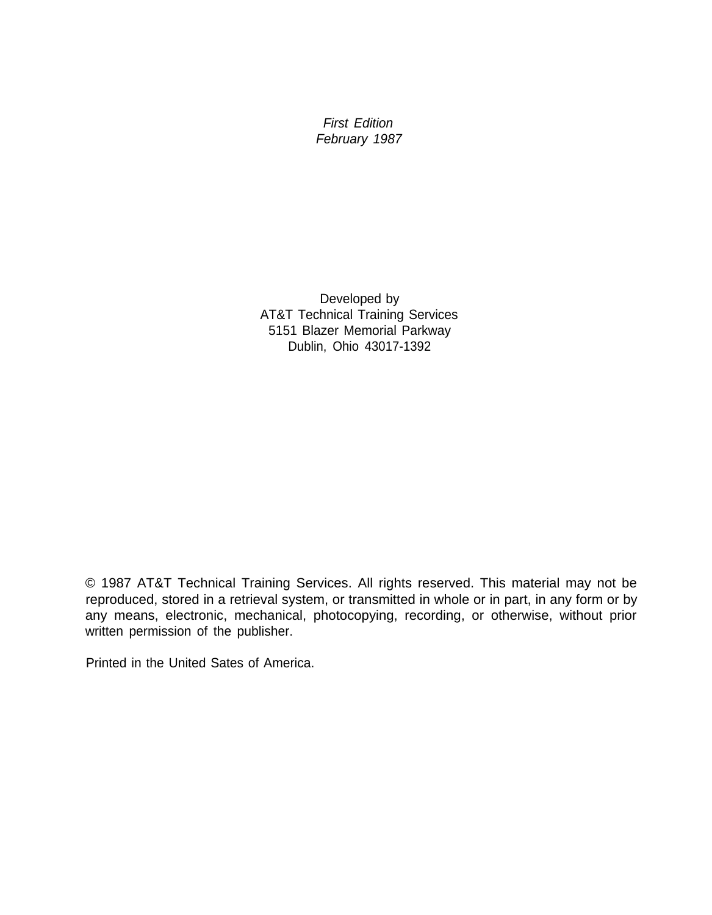*First Edition*
*February 1987*

Developed by
AT&T Technical Training Services
5151 Blazer Memorial Parkway
Dublin, Ohio 43017-1392

© 1987 AT&T Technical Training Services. All rights reserved. This material may not be reproduced, stored in a retrieval system, or transmitted in whole or in part, in any form or by any means, electronic, mechanical, photocopying, recording, or otherwise, without prior written permission of the publisher.

Printed in the United Sates of America.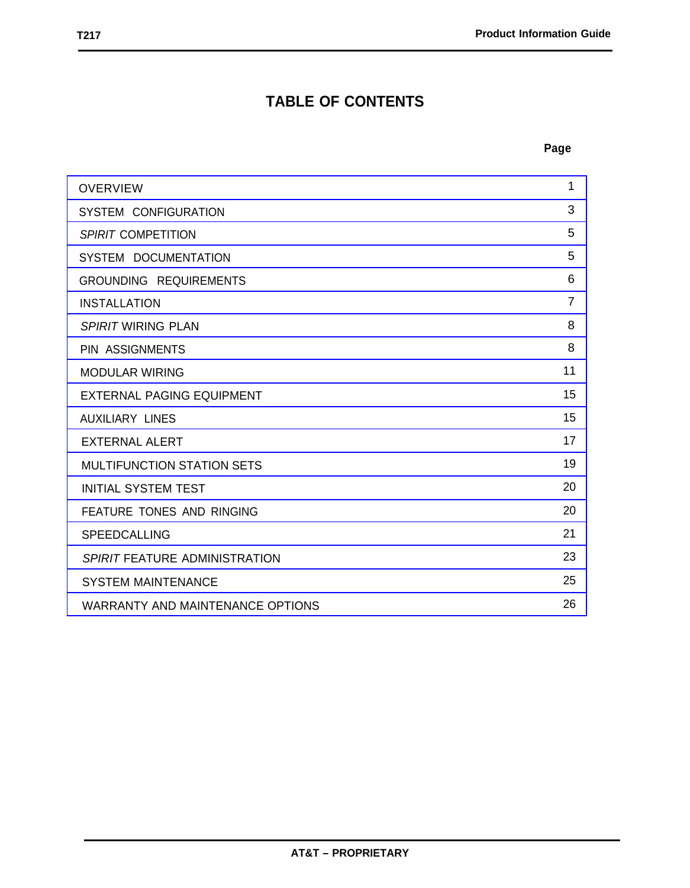# TABLE OF CONTENTS

| | Page |
|---|---|
| OVERVIEW | 1 |
| SYSTEM CONFIGURATION | 3 |
| *SPIRIT* COMPETITION | 5 |
| SYSTEM DOCUMENTATION | 5 |
| GROUNDING REQUIREMENTS | 6 |
| INSTALLATION | 7 |
| *SPIRIT* WIRING PLAN | 8 |
| PIN ASSIGNMENTS | 8 |
| MODULAR WIRING | 11 |
| EXTERNAL PAGING EQUIPMENT | 15 |
| AUXILIARY LINES | 15 |
| EXTERNAL ALERT | 17 |
| MULTIFUNCTION STATION SETS | 19 |
| INITIAL SYSTEM TEST | 20 |
| FEATURE TONES AND RINGING | 20 |
| SPEEDCALLING | 21 |
| *SPIRIT* FEATURE ADMINISTRATION | 23 |
| SYSTEM MAINTENANCE | 25 |
| WARRANTY AND MAINTENANCE OPTIONS | 26 |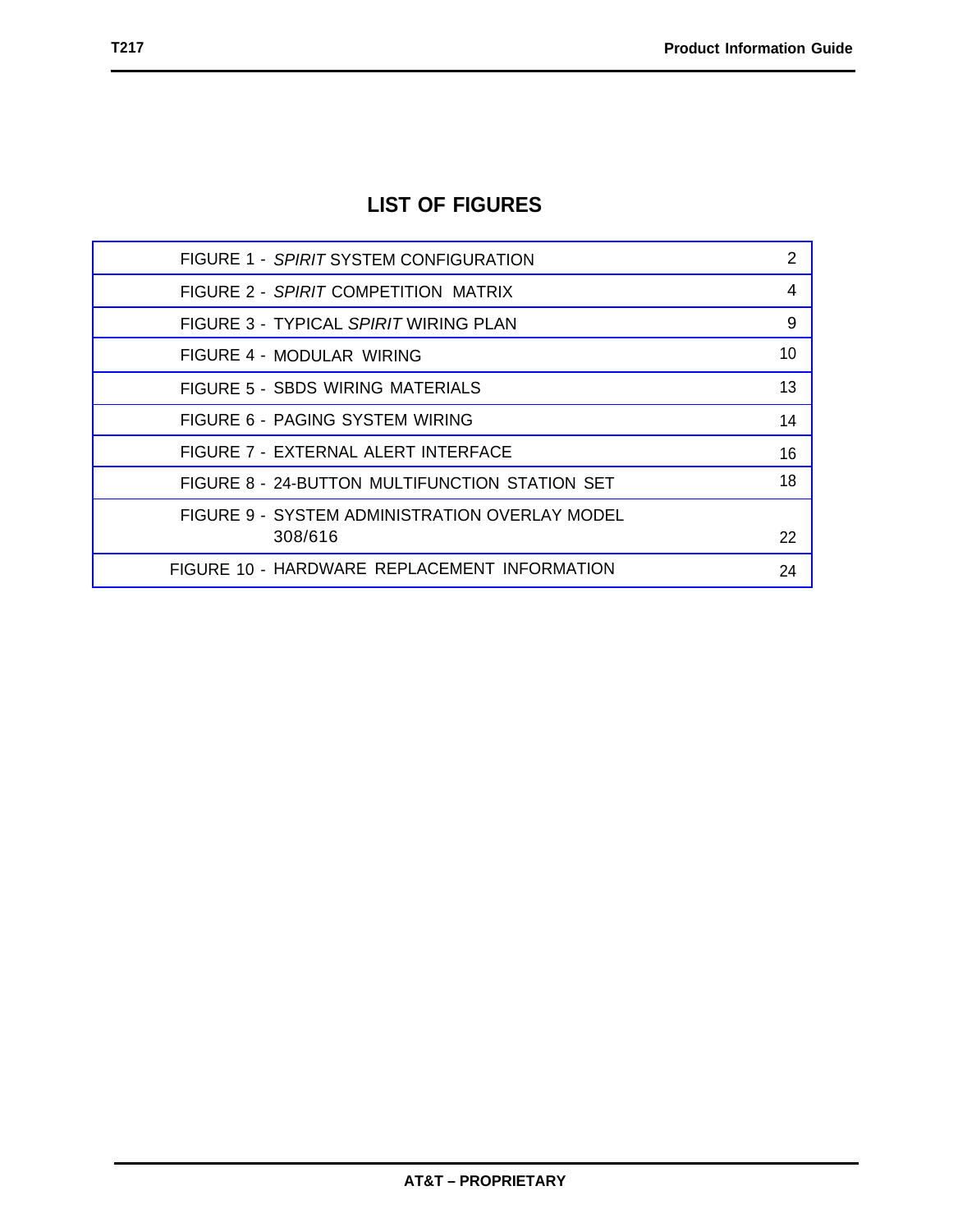# LIST OF FIGURES

| | |
|---|---|
| FIGURE 1 - *SPIRIT* SYSTEM CONFIGURATION | 2 |
| FIGURE 2 - *SPIRIT* COMPETITION MATRIX | 4 |
| FIGURE 3 - TYPICAL *SPIRIT* WIRING PLAN | 9 |
| FIGURE 4 - MODULAR WIRING | 10 |
| FIGURE 5 - SBDS WIRING MATERIALS | 13 |
| FIGURE 6 - PAGING SYSTEM WIRING | 14 |
| FIGURE 7 - EXTERNAL ALERT INTERFACE | 16 |
| FIGURE 8 - 24-BUTTON MULTIFUNCTION STATION SET | 18 |
| FIGURE 9 - SYSTEM ADMINISTRATION OVERLAY MODEL 308/616 | 22 |
| FIGURE 10 - HARDWARE REPLACEMENT INFORMATION | 24 |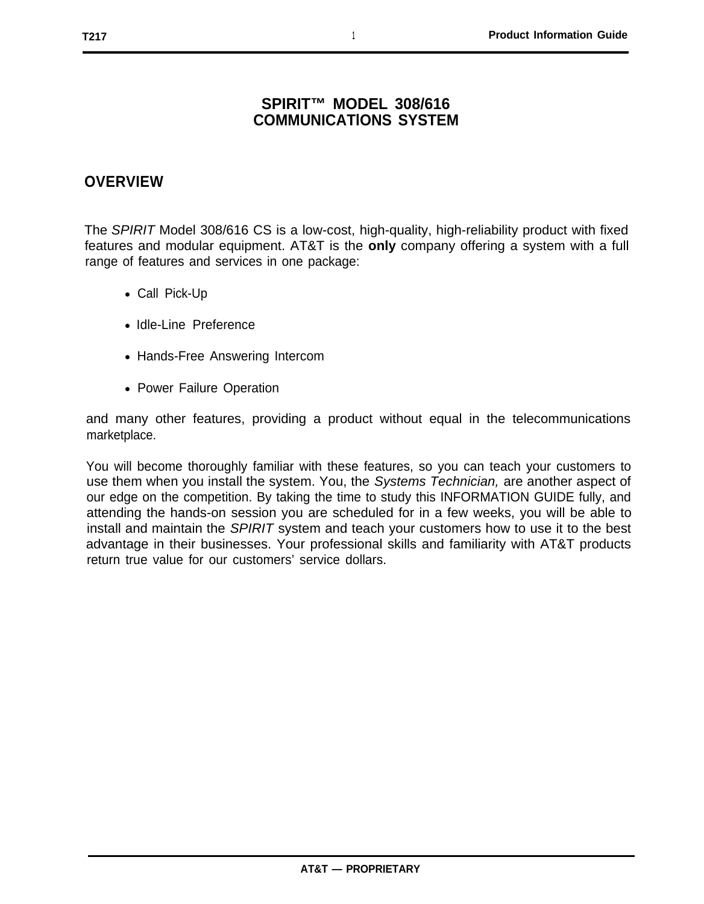# SPIRIT™ MODEL 308/616 COMMUNICATIONS SYSTEM

## OVERVIEW

The *SPIRIT* Model 308/616 CS is a low-cost, high-quality, high-reliability product with fixed features and modular equipment. AT&T is the **only** company offering a system with a full range of features and services in one package:

- Call Pick-Up
- Idle-Line Preference
- Hands-Free Answering Intercom
- Power Failure Operation

and many other features, providing a product without equal in the telecommunications marketplace.

You will become thoroughly familiar with these features, so you can teach your customers to use them when you install the system. You, the *Systems Technician,* are another aspect of our edge on the competition. By taking the time to study this INFORMATION GUIDE fully, and attending the hands-on session you are scheduled for in a few weeks, you will be able to install and maintain the *SPIRIT* system and teach your customers how to use it to the best advantage in their businesses. Your professional skills and familiarity with AT&T products return true value for our customers' service dollars.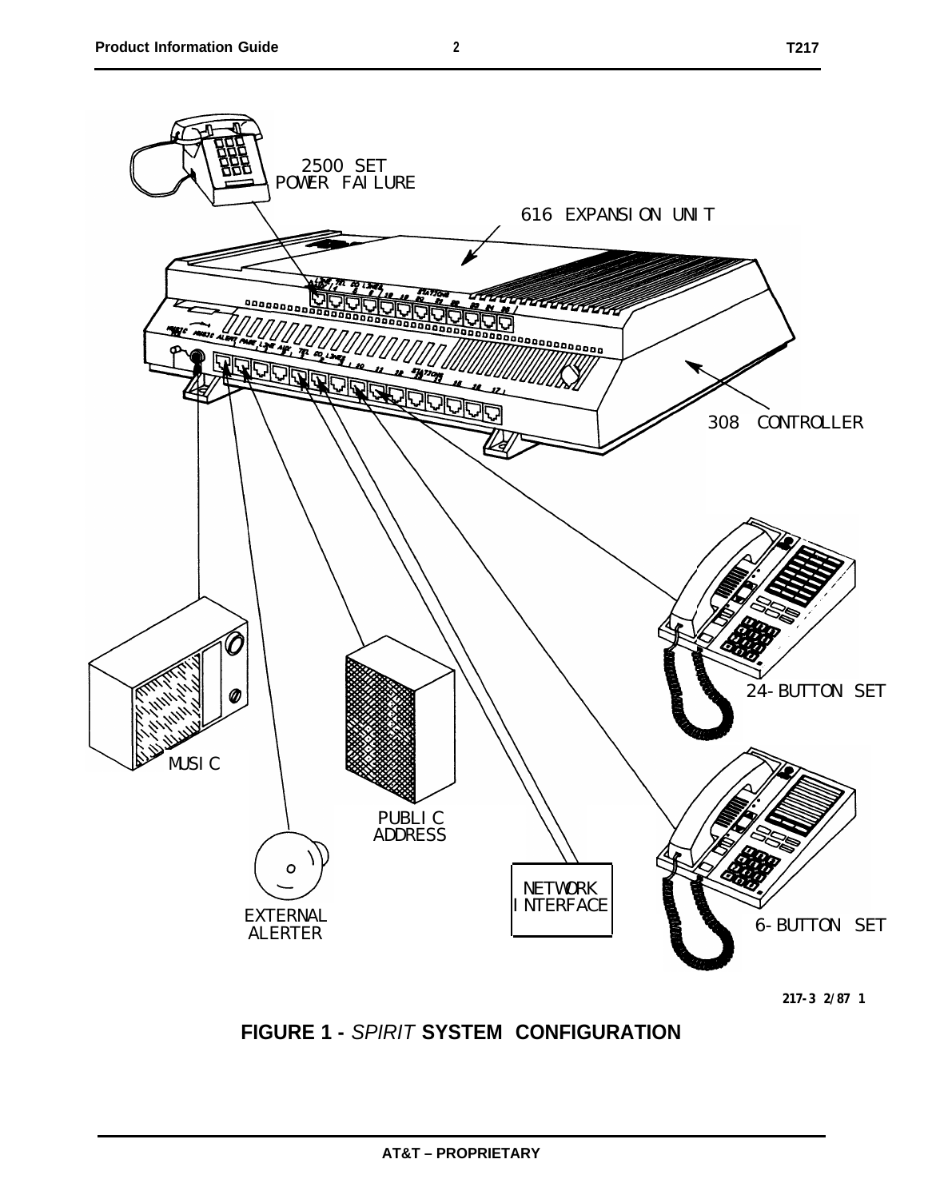**FIGURE 1 -** *SPIRIT* **SYSTEM CONFIGURATION**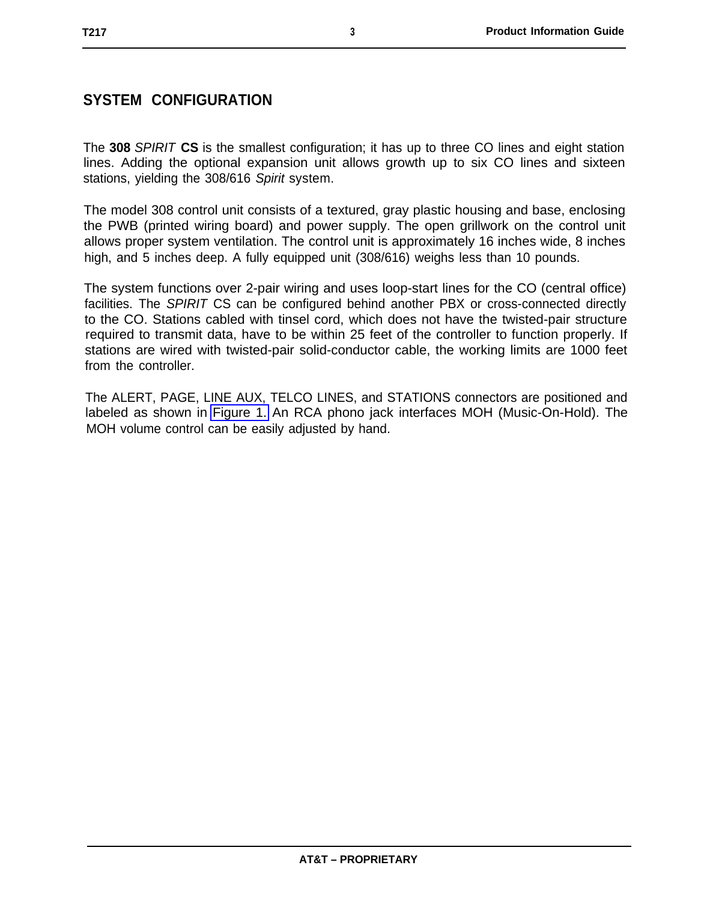## SYSTEM CONFIGURATION

The **308** *SPIRIT* **CS** is the smallest configuration; it has up to three CO lines and eight station lines. Adding the optional expansion unit allows growth up to six CO lines and sixteen stations, yielding the 308/616 *Spirit* system.

The model 308 control unit consists of a textured, gray plastic housing and base, enclosing the PWB (printed wiring board) and power supply. The open grillwork on the control unit allows proper system ventilation. The control unit is approximately 16 inches wide, 8 inches high, and 5 inches deep. A fully equipped unit (308/616) weighs less than 10 pounds.

The system functions over 2-pair wiring and uses loop-start lines for the CO (central office) facilities. The *SPIRIT* CS can be configured behind another PBX or cross-connected directly to the CO. Stations cabled with tinsel cord, which does not have the twisted-pair structure required to transmit data, have to be within 25 feet of the controller to function properly. If stations are wired with twisted-pair solid-conductor cable, the working limits are 1000 feet from the controller.

The ALERT, PAGE, LINE AUX, TELCO LINES, and STATIONS connectors are positioned and labeled as shown in Figure 1. An RCA phono jack interfaces MOH (Music-On-Hold). The MOH volume control can be easily adjusted by hand.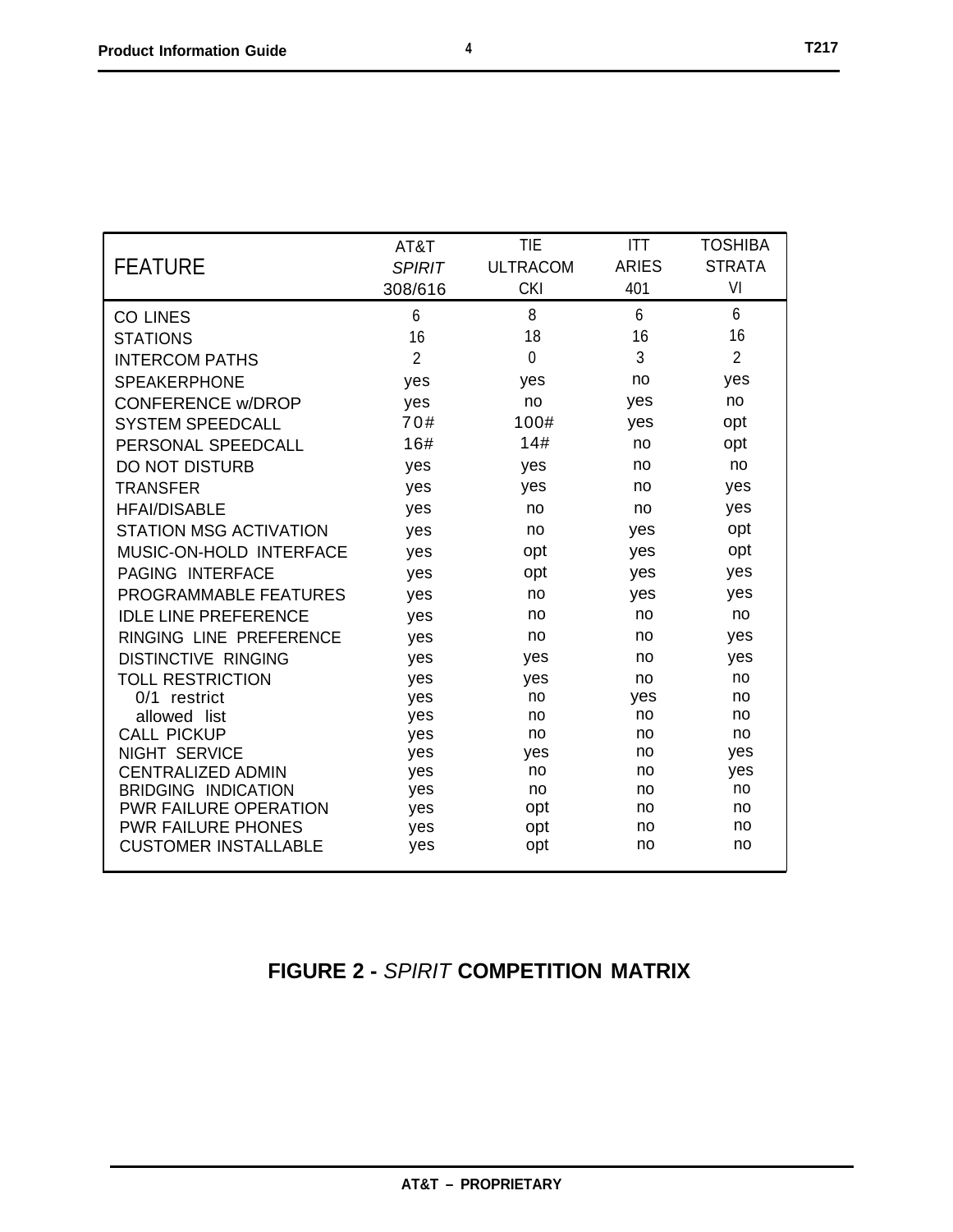| FEATURE | AT&T *SPIRIT* 308/616 | TIE ULTRACOM CKI | ITT ARIES 401 | TOSHIBA STRATA VI |
|---|---|---|---|---|
| CO LINES | 6 | 8 | 6 | 6 |
| STATIONS | 16 | 18 | 16 | 16 |
| INTERCOM PATHS | 2 | 0 | 3 | 2 |
| SPEAKERPHONE | yes | yes | no | yes |
| CONFERENCE w/DROP | yes | no | yes | no |
| SYSTEM SPEEDCALL | 70# | 100# | yes | opt |
| PERSONAL SPEEDCALL | 16# | 14# | no | opt |
| DO NOT DISTURB | yes | yes | no | no |
| TRANSFER | yes | yes | no | yes |
| HFAI/DISABLE | yes | no | no | yes |
| STATION MSG ACTIVATION | yes | no | yes | opt |
| MUSIC-ON-HOLD INTERFACE | yes | opt | yes | opt |
| PAGING INTERFACE | yes | opt | yes | yes |
| PROGRAMMABLE FEATURES | yes | no | yes | yes |
| IDLE LINE PREFERENCE | yes | no | no | no |
| RINGING LINE PREFERENCE | yes | no | no | yes |
| DISTINCTIVE RINGING | yes | yes | no | yes |
| TOLL RESTRICTION | yes | yes | no | no |
| 0/1 restrict | yes | no | yes | no |
| allowed list | yes | no | no | no |
| CALL PICKUP | yes | no | no | no |
| NIGHT SERVICE | yes | yes | no | yes |
| CENTRALIZED ADMIN | yes | no | no | yes |
| BRIDGING INDICATION | yes | no | no | no |
| PWR FAILURE OPERATION | yes | opt | no | no |
| PWR FAILURE PHONES | yes | opt | no | no |
| CUSTOMER INSTALLABLE | yes | opt | no | no |

**FIGURE 2 -** *SPIRIT* **COMPETITION MATRIX**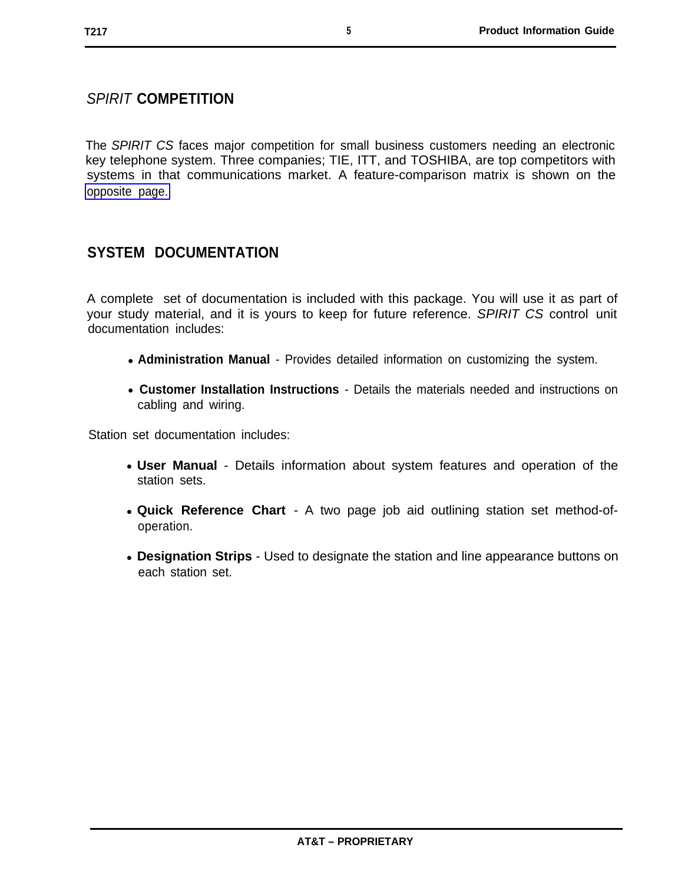## *SPIRIT* COMPETITION

The *SPIRIT CS* faces major competition for small business customers needing an electronic key telephone system. Three companies; TIE, ITT, and TOSHIBA, are top competitors with systems in that communications market. A feature-comparison matrix is shown on the opposite page.

## SYSTEM DOCUMENTATION

A complete set of documentation is included with this package. You will use it as part of your study material, and it is yours to keep for future reference. *SPIRIT CS* control unit documentation includes:

- **Administration Manual** - Provides detailed information on customizing the system.
- **Customer Installation Instructions** - Details the materials needed and instructions on cabling and wiring.

Station set documentation includes:

- **User Manual** - Details information about system features and operation of the station sets.
- **Quick Reference Chart** - A two page job aid outlining station set method-of-operation.
- **Designation Strips** - Used to designate the station and line appearance buttons on each station set.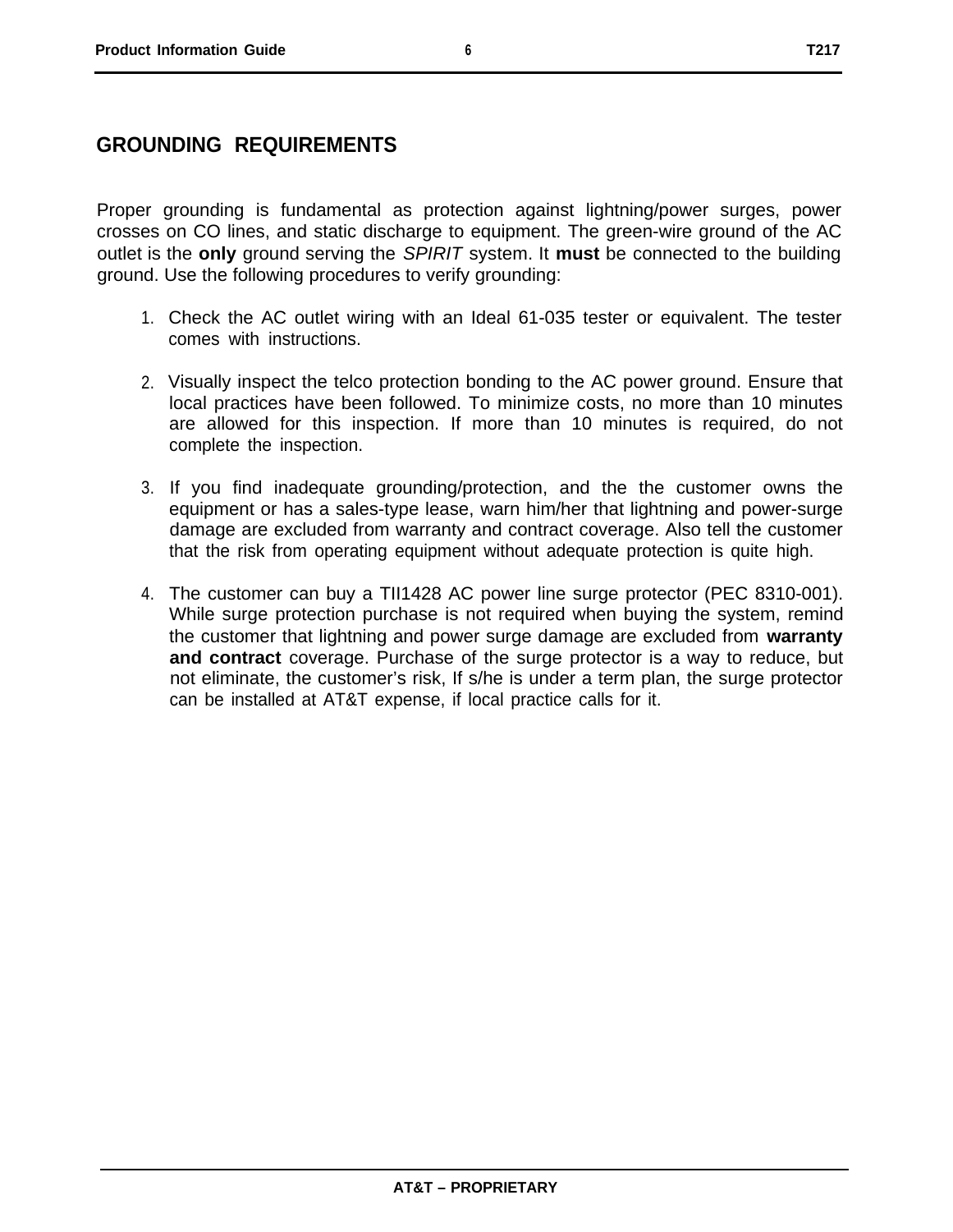## GROUNDING REQUIREMENTS

Proper grounding is fundamental as protection against lightning/power surges, power crosses on CO lines, and static discharge to equipment. The green-wire ground of the AC outlet is the **only** ground serving the *SPIRIT* system. It **must** be connected to the building ground. Use the following procedures to verify grounding:

1. Check the AC outlet wiring with an Ideal 61-035 tester or equivalent. The tester comes with instructions.

2. Visually inspect the telco protection bonding to the AC power ground. Ensure that local practices have been followed. To minimize costs, no more than 10 minutes are allowed for this inspection. If more than 10 minutes is required, do not complete the inspection.

3. If you find inadequate grounding/protection, and the the customer owns the equipment or has a sales-type lease, warn him/her that lightning and power-surge damage are excluded from warranty and contract coverage. Also tell the customer that the risk from operating equipment without adequate protection is quite high.

4. The customer can buy a TII1428 AC power line surge protector (PEC 8310-001). While surge protection purchase is not required when buying the system, remind the customer that lightning and power surge damage are excluded from **warranty and contract** coverage. Purchase of the surge protector is a way to reduce, but not eliminate, the customer's risk, If s/he is under a term plan, the surge protector can be installed at AT&T expense, if local practice calls for it.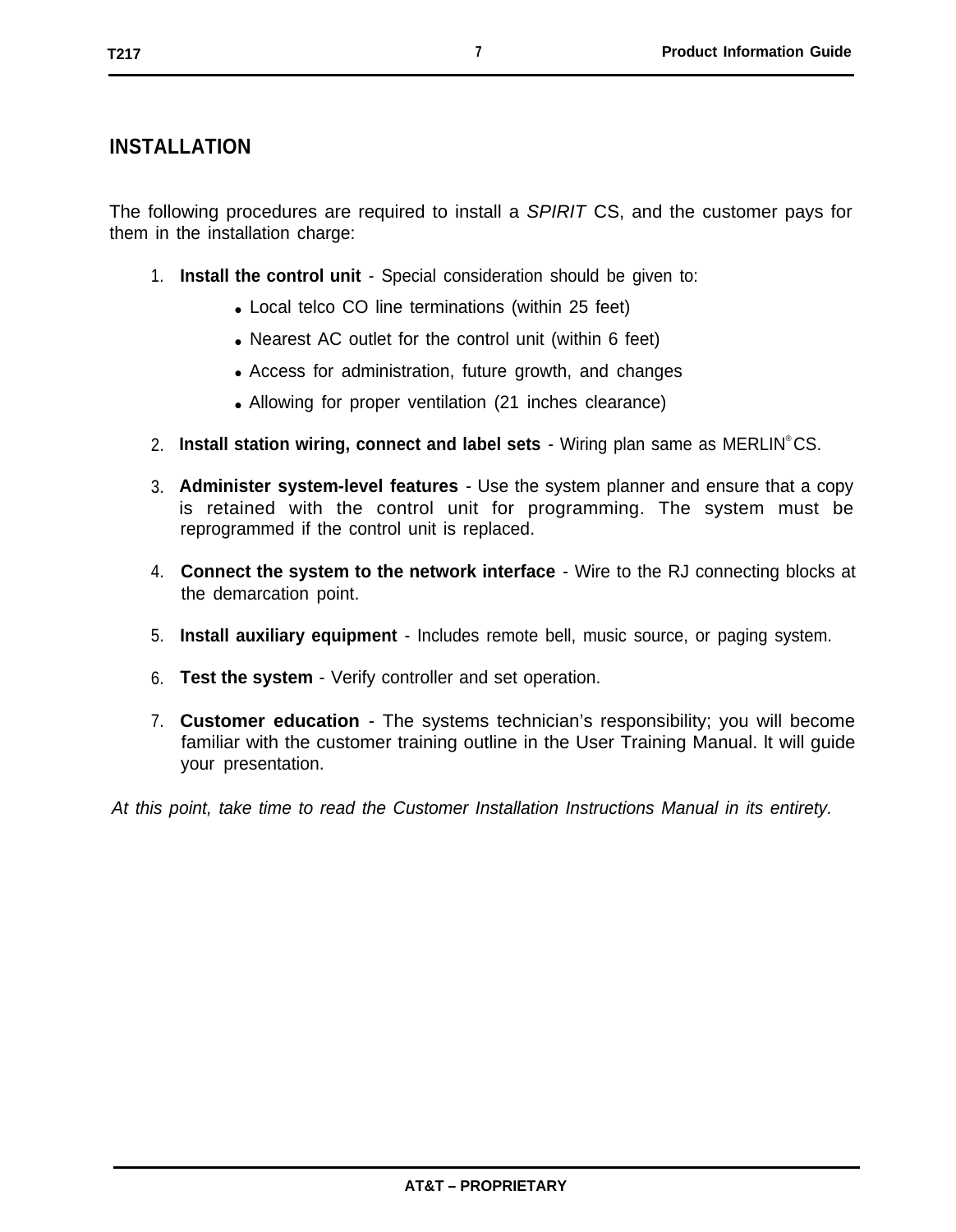## INSTALLATION

The following procedures are required to install a *SPIRIT* CS, and the customer pays for them in the installation charge:

1. **Install the control unit** - Special consideration should be given to:
   - Local telco CO line terminations (within 25 feet)
   - Nearest AC outlet for the control unit (within 6 feet)
   - Access for administration, future growth, and changes
   - Allowing for proper ventilation (21 inches clearance)
2. **Install station wiring, connect and label sets** - Wiring plan same as MERLIN® CS.
3. **Administer system-level features** - Use the system planner and ensure that a copy is retained with the control unit for programming. The system must be reprogrammed if the control unit is replaced.
4. **Connect the system to the network interface** - Wire to the RJ connecting blocks at the demarcation point.
5. **Install auxiliary equipment** - Includes remote bell, music source, or paging system.
6. **Test the system** - Verify controller and set operation.
7. **Customer education** - The systems technician's responsibility; you will become familiar with the customer training outline in the User Training Manual. lt will guide your presentation.

*At this point, take time to read the Customer Installation Instructions Manual in its entirety.*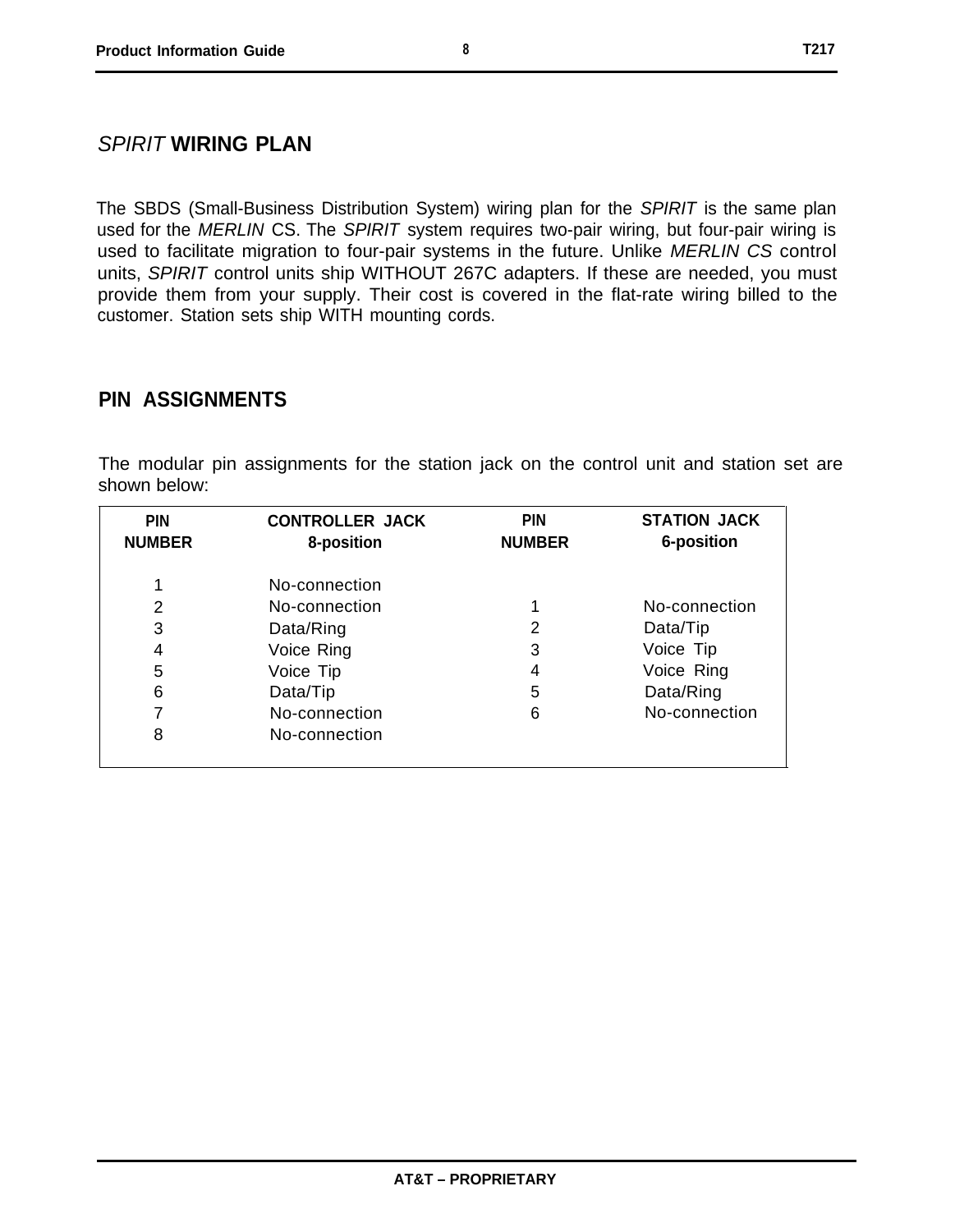## *SPIRIT* WIRING PLAN

The SBDS (Small-Business Distribution System) wiring plan for the *SPIRIT* is the same plan used for the *MERLIN* CS. The *SPIRIT* system requires two-pair wiring, but four-pair wiring is used to facilitate migration to four-pair systems in the future. Unlike *MERLIN CS* control units, *SPIRIT* control units ship WITHOUT 267C adapters. If these are needed, you must provide them from your supply. Their cost is covered in the flat-rate wiring billed to the customer. Station sets ship WITH mounting cords.

## PIN ASSIGNMENTS

The modular pin assignments for the station jack on the control unit and station set are shown below:

| PIN NUMBER | CONTROLLER JACK 8-position | PIN NUMBER | STATION JACK 6-position |
|---|---|---|---|
| 1 | No-connection | | |
| 2 | No-connection | 1 | No-connection |
| 3 | Data/Ring | 2 | Data/Tip |
| 4 | Voice Ring | 3 | Voice Tip |
| 5 | Voice Tip | 4 | Voice Ring |
| 6 | Data/Tip | 5 | Data/Ring |
| 7 | No-connection | 6 | No-connection |
| 8 | No-connection | | |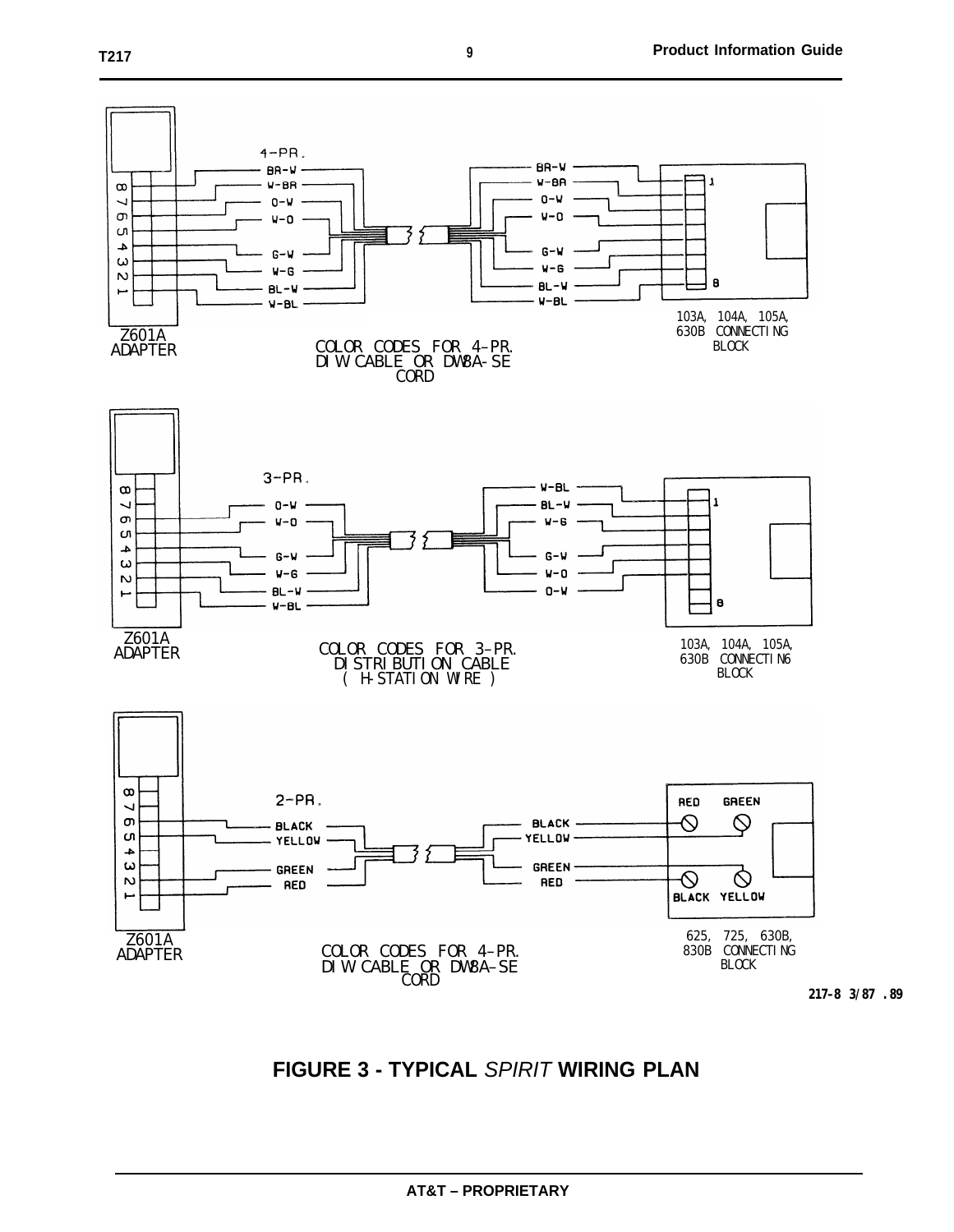Z601A ADAPTER

4-PR.

BR-W
W-BR
O-W
W-O
G-W
W-G
BL-W
W-BL

103A, 104A, 105A, 630B CONNECTING BLOCK

COLOR CODES FOR 4-PR. DIW CABLE OR DW8A-SE CORD

Z601A ADAPTER

3-PR.

O-W
W-O
G-W
W-G
BL-W
W-BL

W-BL
BL-W
W-G
G-W
W-O
O-W

103A, 104A, 105A, 630B CONNECTING BLOCK

COLOR CODES FOR 3-PR. DISTRIBUTION CABLE ( H-STATION WIRE )

Z601A ADAPTER

2-PR.

BLACK
YELLOW
GREEN
RED

RED GREEN
BLACK YELLOW

625, 725, 630B, 830B CONNECTING BLOCK

COLOR CODES FOR 4-PR. DIW CABLE OR DW8A-SE CORD

217-8 3/87 .89

**FIGURE 3 - TYPICAL *SPIRIT* WIRING PLAN**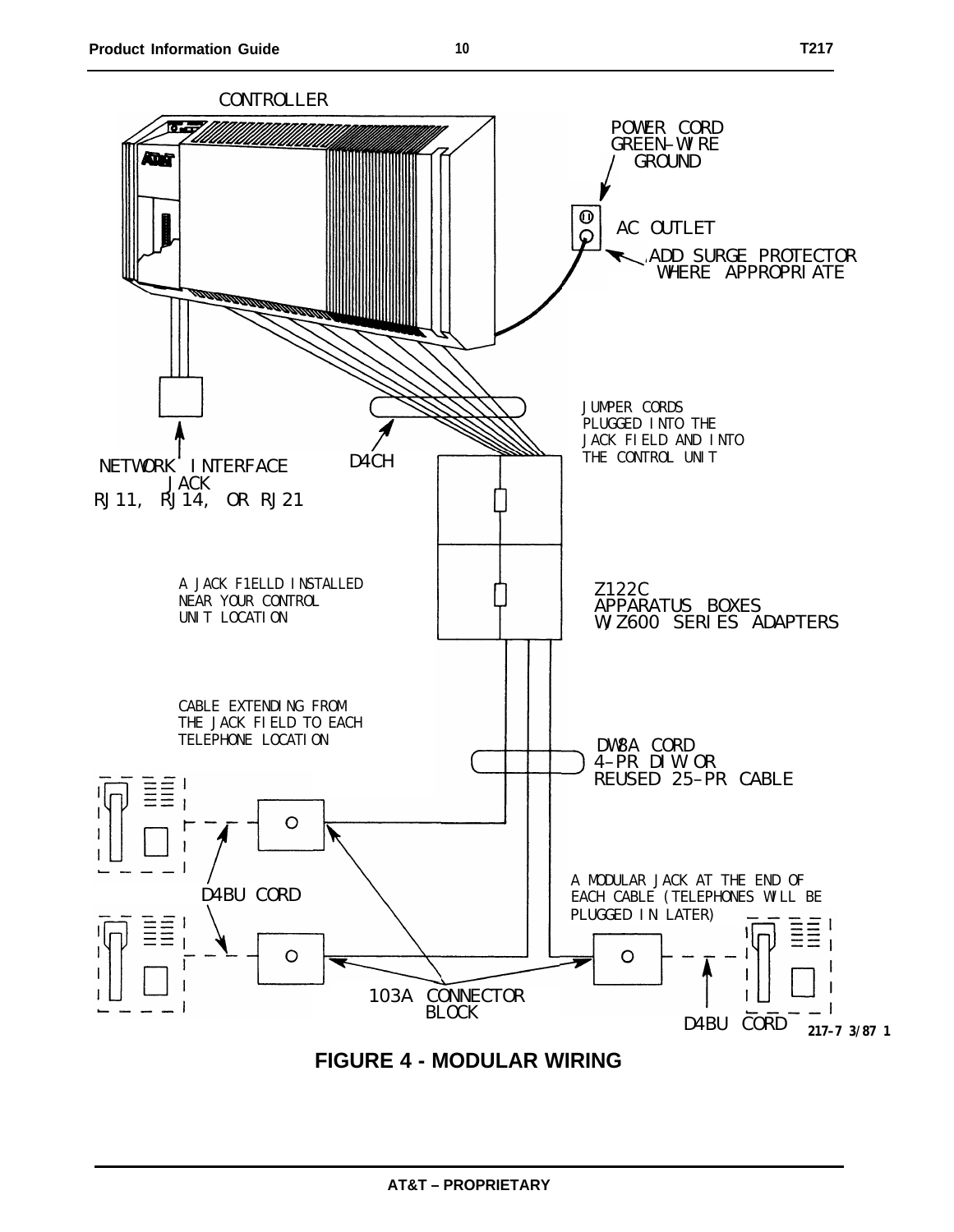CONTROLLER

POWER CORD GREEN-WIRE GROUND

AC OUTLET

ADD SURGE PROTECTOR WHERE APPROPRIATE

JUMPER CORDS PLUGGED INTO THE JACK FIELD AND INTO THE CONTROL UNIT

NETWORK INTERFACE JACK RJ11, RJ14, OR RJ21

D4CH

A JACK F1ELLD INSTALLED NEAR YOUR CONTROL UNIT LOCATION

Z122C APPARATUS BOXES W/Z600 SERIES ADAPTERS

CABLE EXTENDING FROM THE JACK FIELD TO EACH TELEPHONE LOCATION

DW8A CORD 4-PR DIW OR REUSED 25-PR CABLE

A MODULAR JACK AT THE END OF EACH CABLE (TELEPHONES WILL BE PLUGGED IN LATER)

D4BU CORD

103A CONNECTOR BLOCK

D4BU CORD

217-7 3/87 1

**FIGURE 4 - MODULAR WIRING**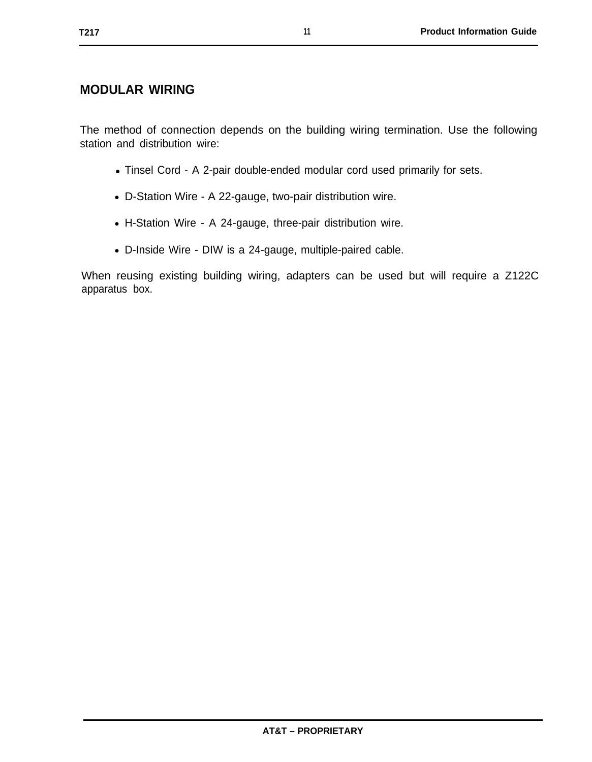## MODULAR WIRING

The method of connection depends on the building wiring termination. Use the following station and distribution wire:

- Tinsel Cord - A 2-pair double-ended modular cord used primarily for sets.
- D-Station Wire - A 22-gauge, two-pair distribution wire.
- H-Station Wire - A 24-gauge, three-pair distribution wire.
- D-Inside Wire - DIW is a 24-gauge, multiple-paired cable.

When reusing existing building wiring, adapters can be used but will require a Z122C apparatus box.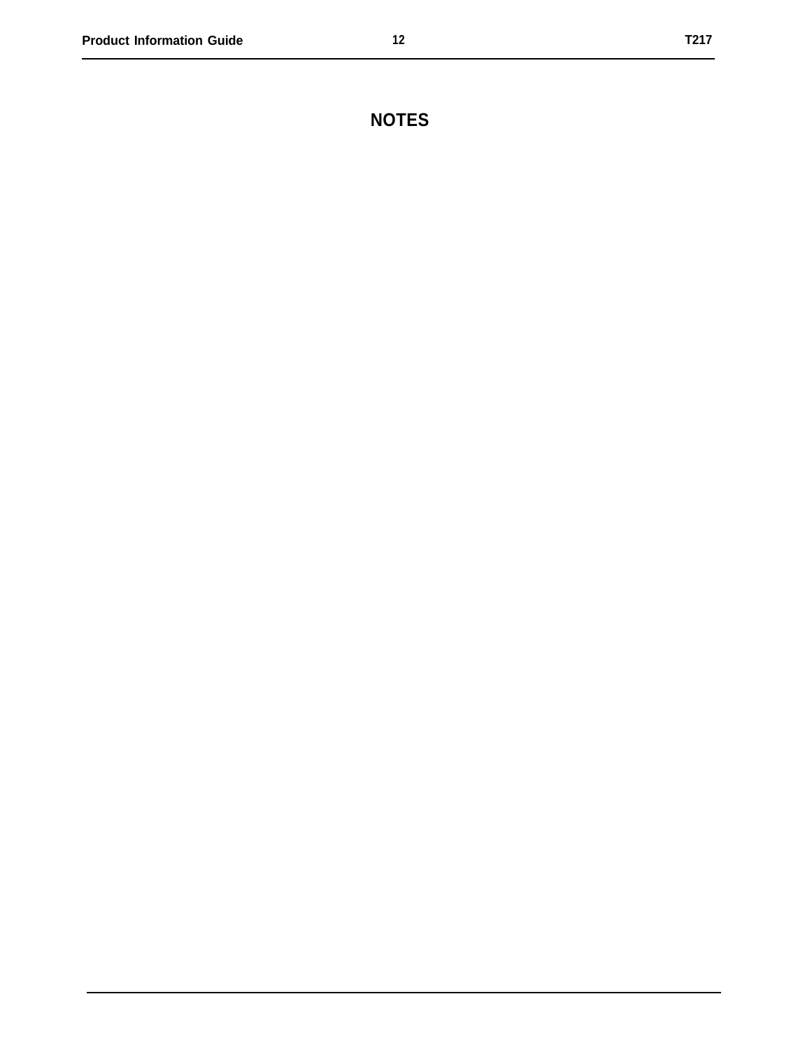# NOTES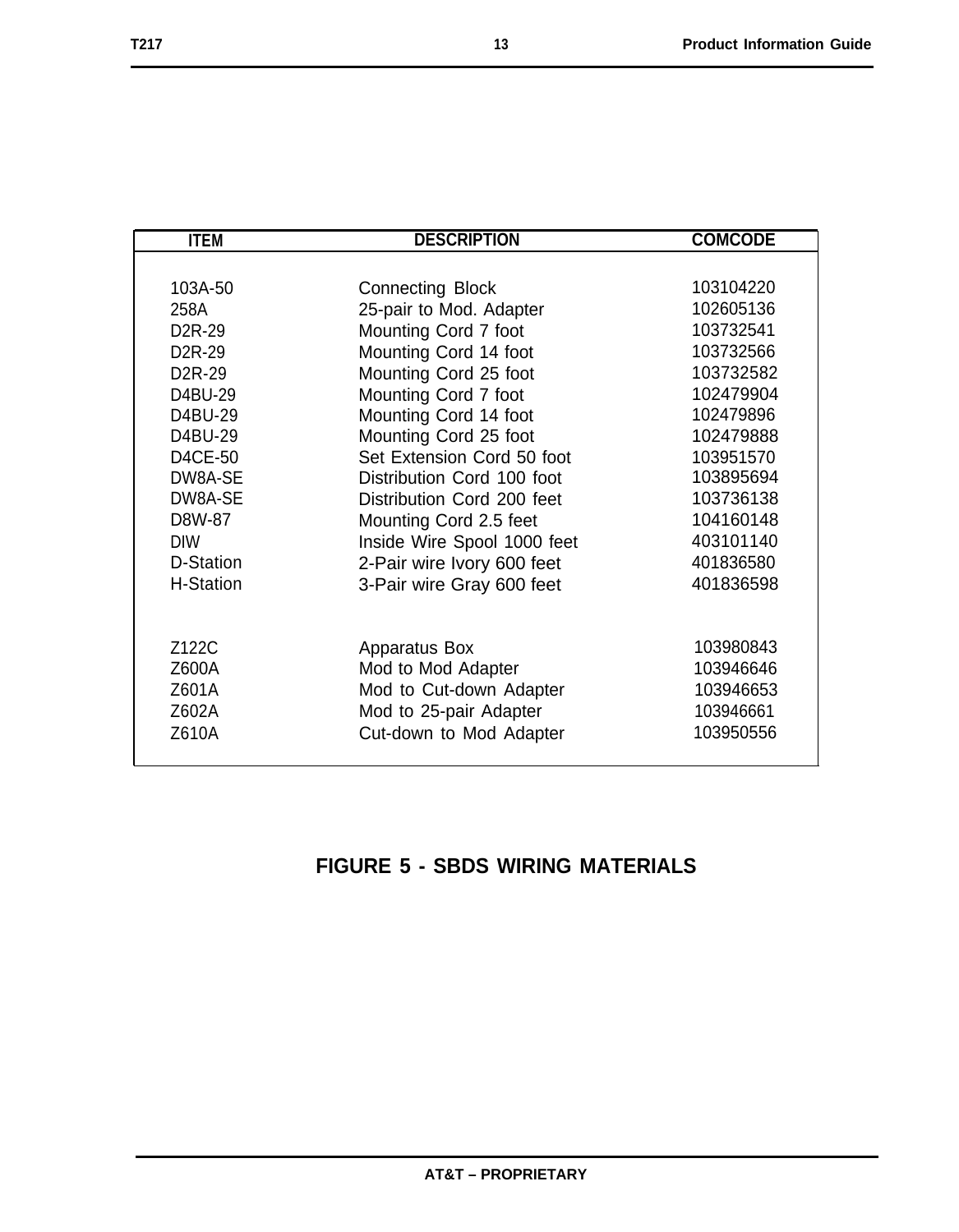| ITEM | DESCRIPTION | COMCODE |
|---|---|---|
| 103A-50 | Connecting Block | 103104220 |
| 258A | 25-pair to Mod. Adapter | 102605136 |
| D2R-29 | Mounting Cord 7 foot | 103732541 |
| D2R-29 | Mounting Cord 14 foot | 103732566 |
| D2R-29 | Mounting Cord 25 foot | 103732582 |
| D4BU-29 | Mounting Cord 7 foot | 102479904 |
| D4BU-29 | Mounting Cord 14 foot | 102479896 |
| D4BU-29 | Mounting Cord 25 foot | 102479888 |
| D4CE-50 | Set Extension Cord 50 foot | 103951570 |
| DW8A-SE | Distribution Cord 100 foot | 103895694 |
| DW8A-SE | Distribution Cord 200 feet | 103736138 |
| D8W-87 | Mounting Cord 2.5 feet | 104160148 |
| DIW | Inside Wire Spool 1000 feet | 403101140 |
| D-Station | 2-Pair wire Ivory 600 feet | 401836580 |
| H-Station | 3-Pair wire Gray 600 feet | 401836598 |
| | | |
| Z122C | Apparatus Box | 103980843 |
| Z600A | Mod to Mod Adapter | 103946646 |
| Z601A | Mod to Cut-down Adapter | 103946653 |
| Z602A | Mod to 25-pair Adapter | 103946661 |
| Z610A | Cut-down to Mod Adapter | 103950556 |

**FIGURE 5 - SBDS WIRING MATERIALS**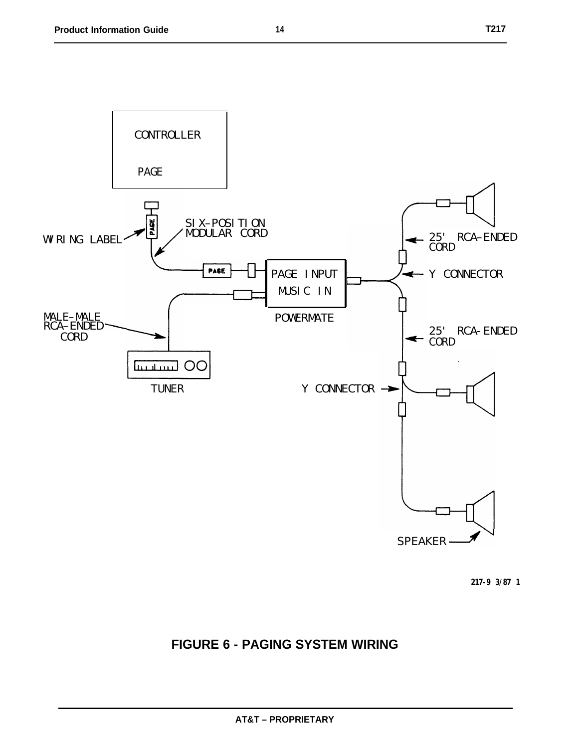CONTROLLER

PAGE

WIRING LABEL

SIX-POSITION MODULAR CORD

PAGE

PAGE

PAGE INPUT

MUSIC IN

POWERMATE

MALE-MALE RCA-ENDED CORD

TUNER

25' RCA-ENDED CORD

Y CONNECTOR

25' RCA-ENDED CORD

Y CONNECTOR

SPEAKER

217-9 3/87 1

**FIGURE 6 - PAGING SYSTEM WIRING**

**AT&T – PROPRIETARY**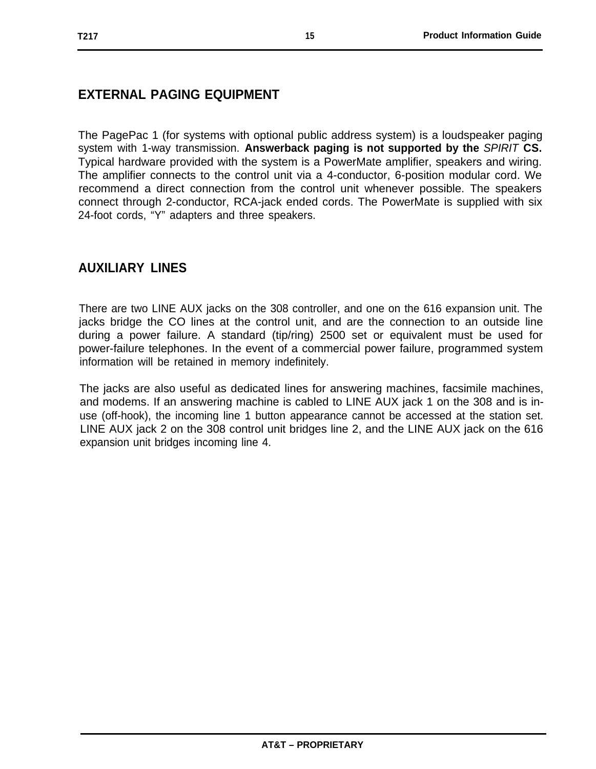## EXTERNAL PAGING EQUIPMENT

The PagePac 1 (for systems with optional public address system) is a loudspeaker paging system with 1-way transmission. **Answerback paging is not supported by the *SPIRIT* CS.** Typical hardware provided with the system is a PowerMate amplifier, speakers and wiring. The amplifier connects to the control unit via a 4-conductor, 6-position modular cord. We recommend a direct connection from the control unit whenever possible. The speakers connect through 2-conductor, RCA-jack ended cords. The PowerMate is supplied with six 24-foot cords, “Y” adapters and three speakers.

## AUXILIARY LINES

There are two LINE AUX jacks on the 308 controller, and one on the 616 expansion unit. The jacks bridge the CO lines at the control unit, and are the connection to an outside line during a power failure. A standard (tip/ring) 2500 set or equivalent must be used for power-failure telephones. In the event of a commercial power failure, programmed system information will be retained in memory indefinitely.

The jacks are also useful as dedicated lines for answering machines, facsimile machines, and modems. If an answering machine is cabled to LINE AUX jack 1 on the 308 and is in-use (off-hook), the incoming line 1 button appearance cannot be accessed at the station set. LINE AUX jack 2 on the 308 control unit bridges line 2, and the LINE AUX jack on the 616 expansion unit bridges incoming line 4.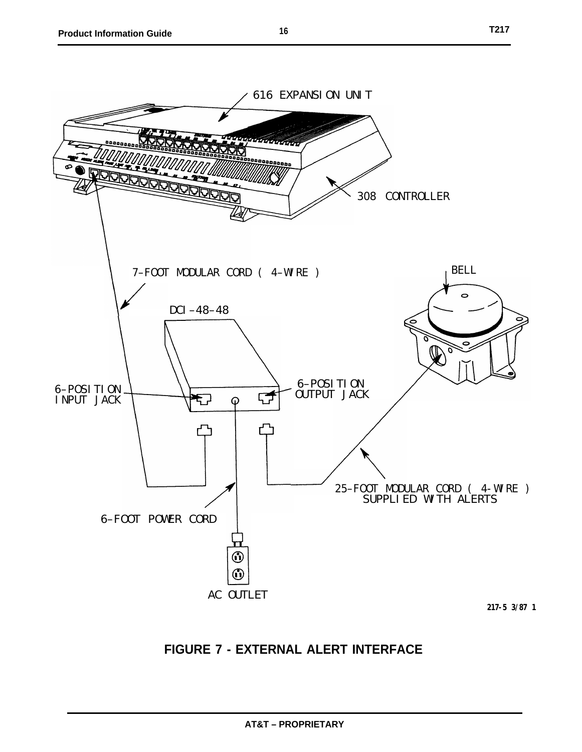616 EXPANSION UNIT

308 CONTROLLER

7-FOOT MODULAR CORD ( 4-WIRE )

BELL

DCI-48-48

6-POSITION INPUT JACK

6-POSITION OUTPUT JACK

25-FOOT MODULAR CORD ( 4-WIRE ) SUPPLIED WITH ALERTS

6-FOOT POWER CORD

AC OUTLET

217-5 3/87 1

**FIGURE 7 - EXTERNAL ALERT INTERFACE**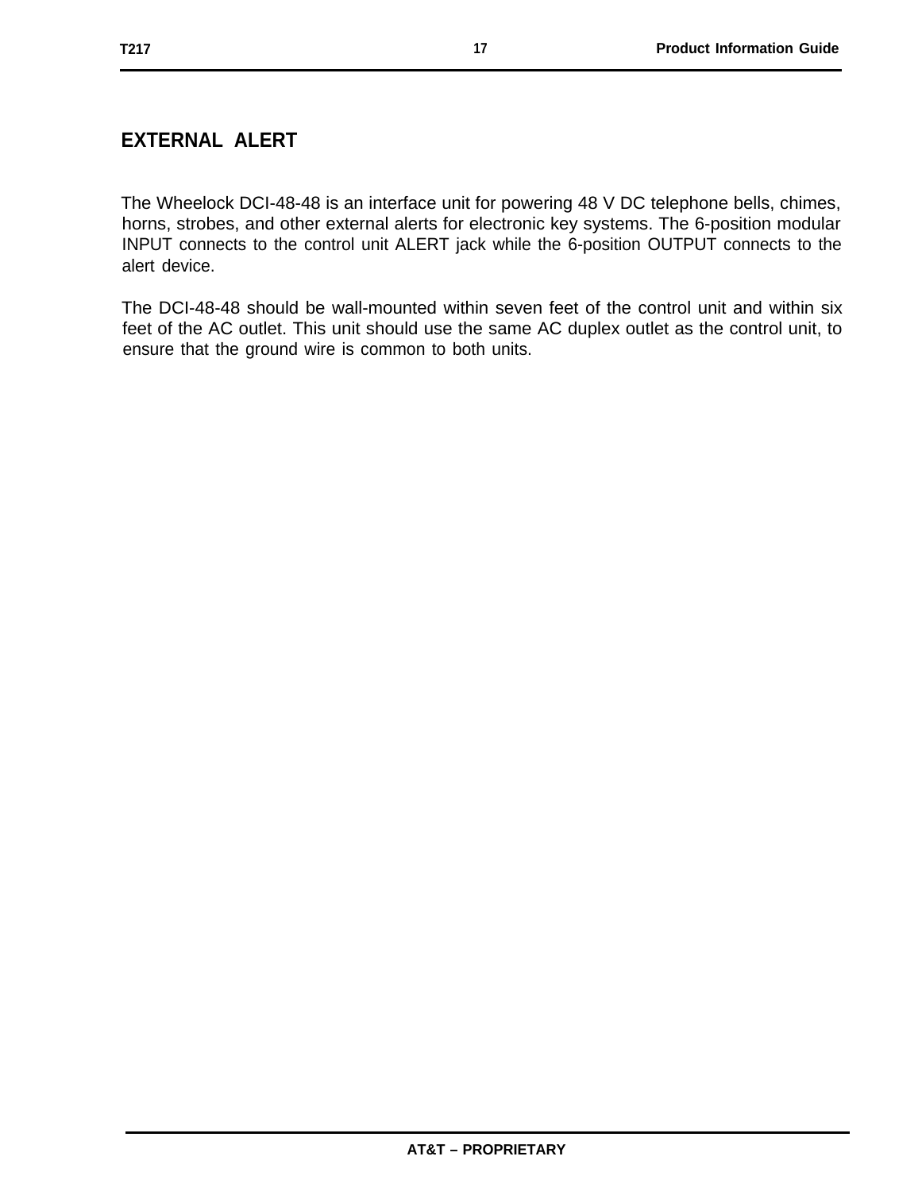## EXTERNAL ALERT

The Wheelock DCI-48-48 is an interface unit for powering 48 V DC telephone bells, chimes, horns, strobes, and other external alerts for electronic key systems. The 6-position modular INPUT connects to the control unit ALERT jack while the 6-position OUTPUT connects to the alert device.

The DCI-48-48 should be wall-mounted within seven feet of the control unit and within six feet of the AC outlet. This unit should use the same AC duplex outlet as the control unit, to ensure that the ground wire is common to both units.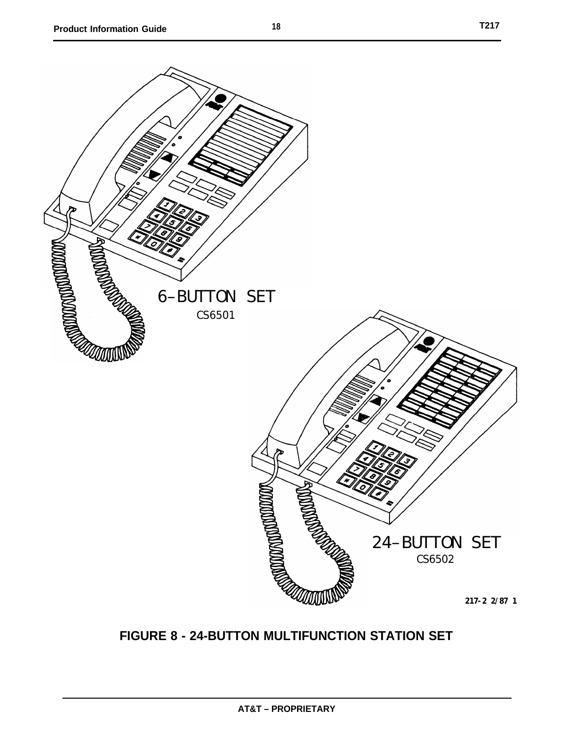6-BUTTON SET

CS6501

24-BUTTON SET

CS6502

217-2 2/87 1

**FIGURE 8 - 24-BUTTON MULTIFUNCTION STATION SET**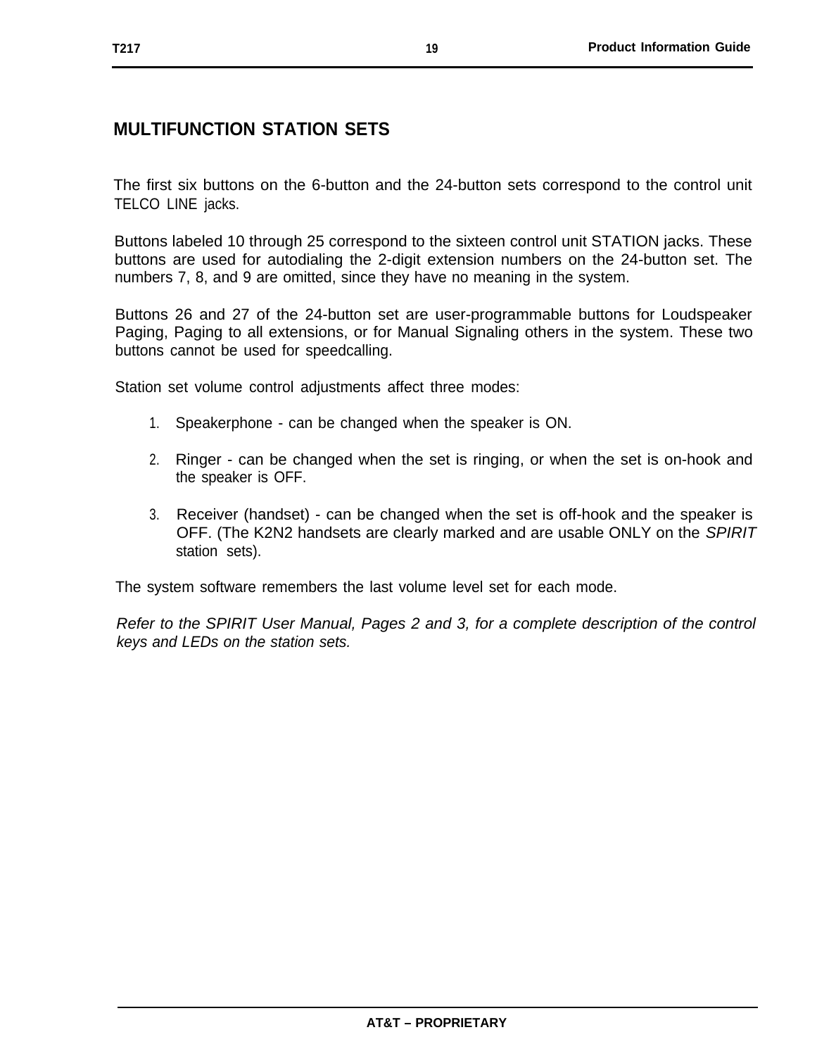## MULTIFUNCTION STATION SETS

The first six buttons on the 6-button and the 24-button sets correspond to the control unit TELCO LINE jacks.

Buttons labeled 10 through 25 correspond to the sixteen control unit STATION jacks. These buttons are used for autodialing the 2-digit extension numbers on the 24-button set. The numbers 7, 8, and 9 are omitted, since they have no meaning in the system.

Buttons 26 and 27 of the 24-button set are user-programmable buttons for Loudspeaker Paging, Paging to all extensions, or for Manual Signaling others in the system. These two buttons cannot be used for speedcalling.

Station set volume control adjustments affect three modes:

1. Speakerphone - can be changed when the speaker is ON.
2. Ringer - can be changed when the set is ringing, or when the set is on-hook and the speaker is OFF.
3. Receiver (handset) - can be changed when the set is off-hook and the speaker is OFF. (The K2N2 handsets are clearly marked and are usable ONLY on the *SPIRIT* station sets).

The system software remembers the last volume level set for each mode.

*Refer to the SPIRIT User Manual, Pages 2 and 3, for a complete description of the control keys and LEDs on the station sets.*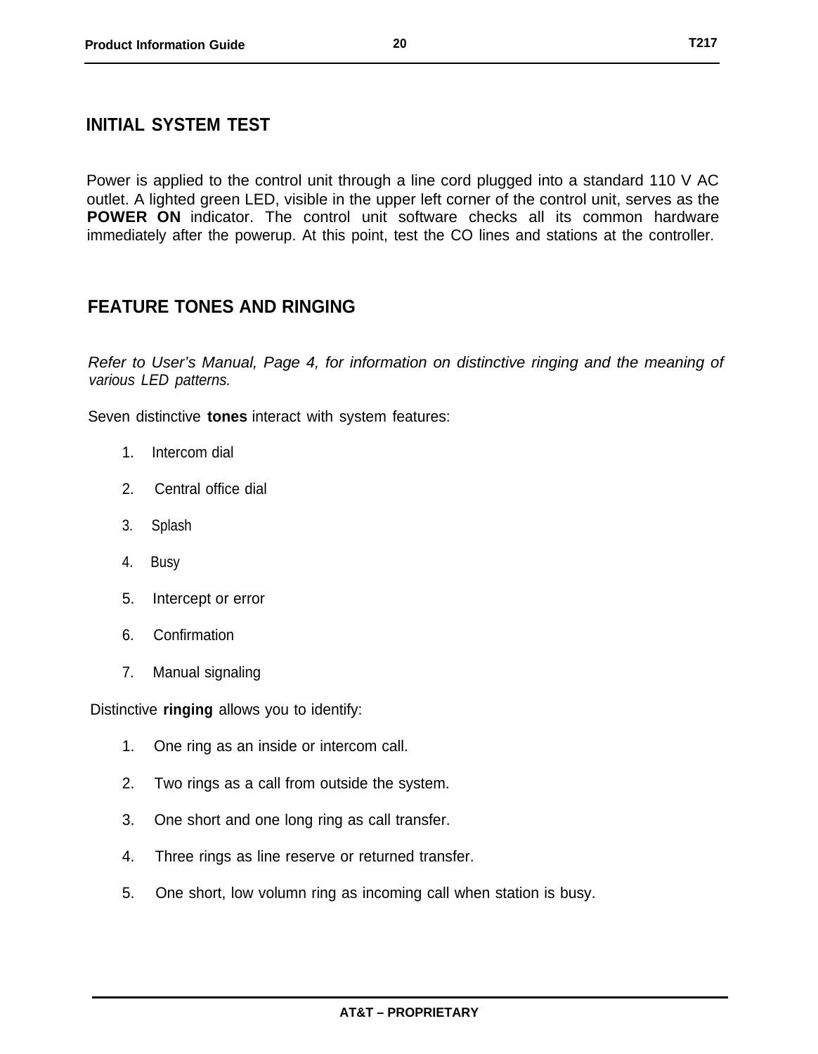## INITIAL SYSTEM TEST

Power is applied to the control unit through a line cord plugged into a standard 110 V AC outlet. A lighted green LED, visible in the upper left corner of the control unit, serves as the **POWER ON** indicator. The control unit software checks all its common hardware immediately after the powerup. At this point, test the CO lines and stations at the controller.

## FEATURE TONES AND RINGING

*Refer to User's Manual, Page 4, for information on distinctive ringing and the meaning of various LED patterns.*

Seven distinctive **tones** interact with system features:

1. Intercom dial
2. Central office dial
3. Splash
4. Busy
5. Intercept or error
6. Confirmation
7. Manual signaling

Distinctive **ringing** allows you to identify:

1. One ring as an inside or intercom call.
2. Two rings as a call from outside the system.
3. One short and one long ring as call transfer.
4. Three rings as line reserve or returned transfer.
5. One short, low volumn ring as incoming call when station is busy.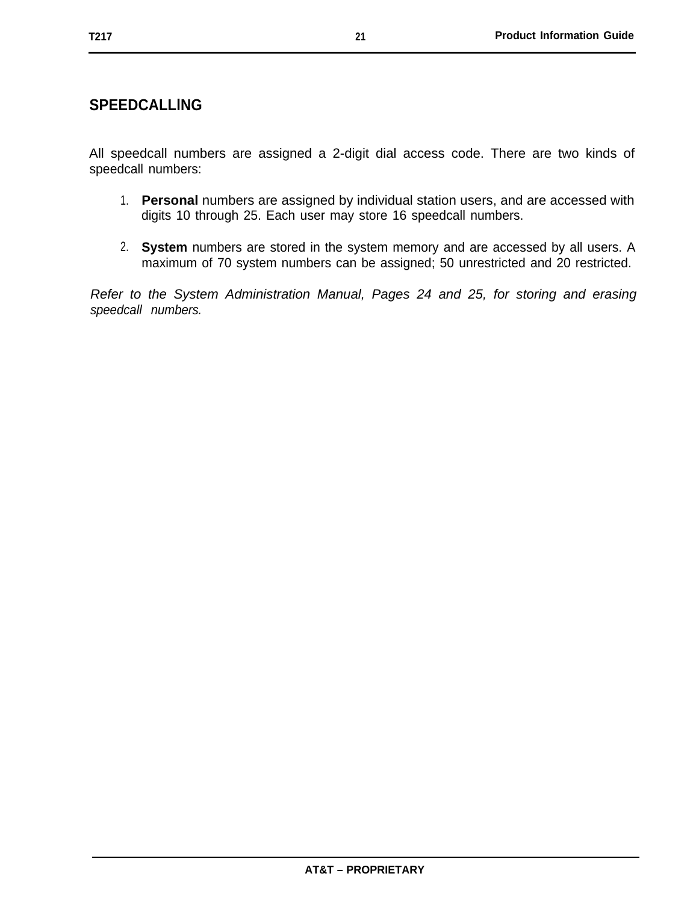## SPEEDCALLING

All speedcall numbers are assigned a 2-digit dial access code. There are two kinds of speedcall numbers:

1. **Personal** numbers are assigned by individual station users, and are accessed with digits 10 through 25. Each user may store 16 speedcall numbers.

2. **System** numbers are stored in the system memory and are accessed by all users. A maximum of 70 system numbers can be assigned; 50 unrestricted and 20 restricted.

*Refer to the System Administration Manual, Pages 24 and 25, for storing and erasing speedcall numbers.*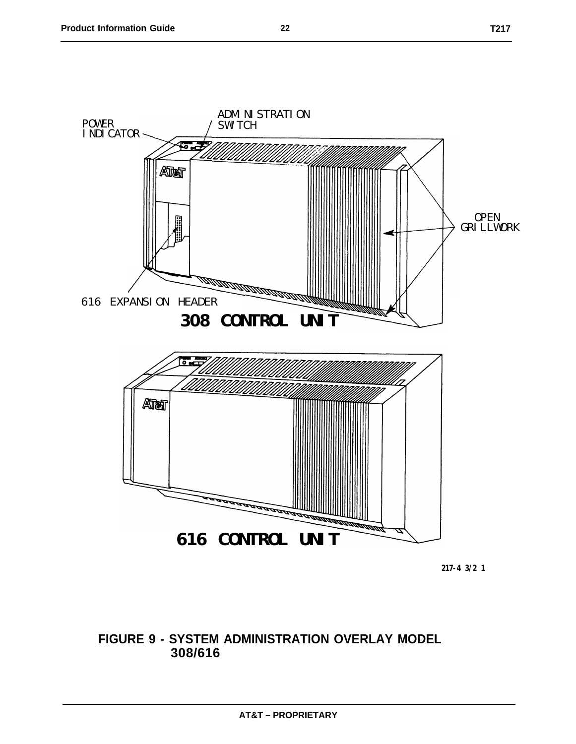POWER INDICATOR

ADMINISTRATION SWITCH

OPEN GRILLWORK

616 EXPANSION HEADER

**308 CONTROL UNIT**

**616 CONTROL UNIT**

217-4 3/2 1

**FIGURE 9 - SYSTEM ADMINISTRATION OVERLAY MODEL 308/616**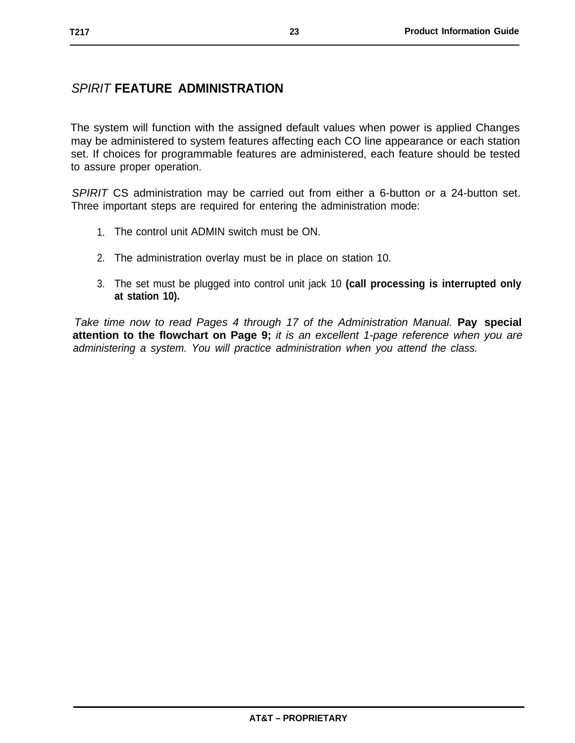# *SPIRIT* FEATURE ADMINISTRATION

The system will function with the assigned default values when power is applied Changes may be administered to system features affecting each CO line appearance or each station set. If choices for programmable features are administered, each feature should be tested to assure proper operation.

*SPIRIT* CS administration may be carried out from either a 6-button or a 24-button set. Three important steps are required for entering the administration mode:

1. The control unit ADMIN switch must be ON.
2. The administration overlay must be in place on station 10.
3. The set must be plugged into control unit jack 10 **(call processing is interrupted only at station 10).**

*Take time now to read Pages 4 through 17 of the Administration Manual.* **Pay special attention to the flowchart on Page 9;** *it is an excellent 1-page reference when you are administering a system. You will practice administration when you attend the class.*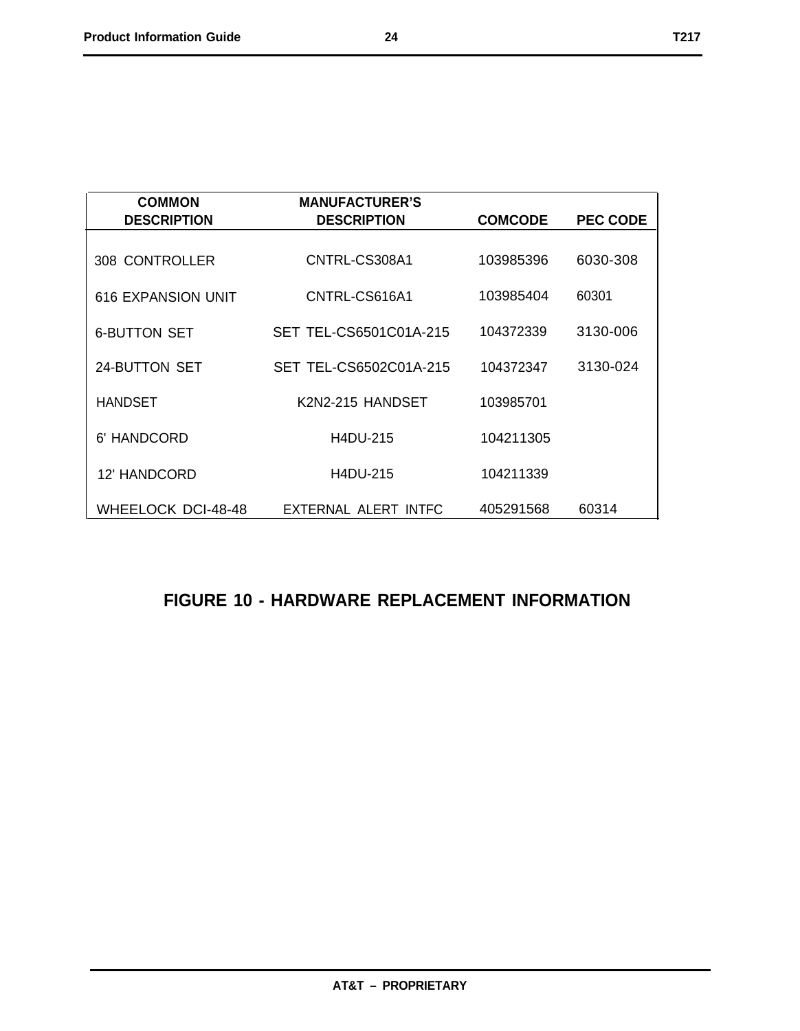| COMMON DESCRIPTION | MANUFACTURER'S DESCRIPTION | COMCODE | PEC CODE |
|---|---|---|---|
| 308 CONTROLLER | CNTRL-CS308A1 | 103985396 | 6030-308 |
| 616 EXPANSION UNIT | CNTRL-CS616A1 | 103985404 | 60301 |
| 6-BUTTON SET | SET TEL-CS6501C01A-215 | 104372339 | 3130-006 |
| 24-BUTTON SET | SET TEL-CS6502C01A-215 | 104372347 | 3130-024 |
| HANDSET | K2N2-215 HANDSET | 103985701 | |
| 6' HANDCORD | H4DU-215 | 104211305 | |
| 12' HANDCORD | H4DU-215 | 104211339 | |
| WHEELOCK DCI-48-48 | EXTERNAL ALERT INTFC | 405291568 | 60314 |

**FIGURE 10 - HARDWARE REPLACEMENT INFORMATION**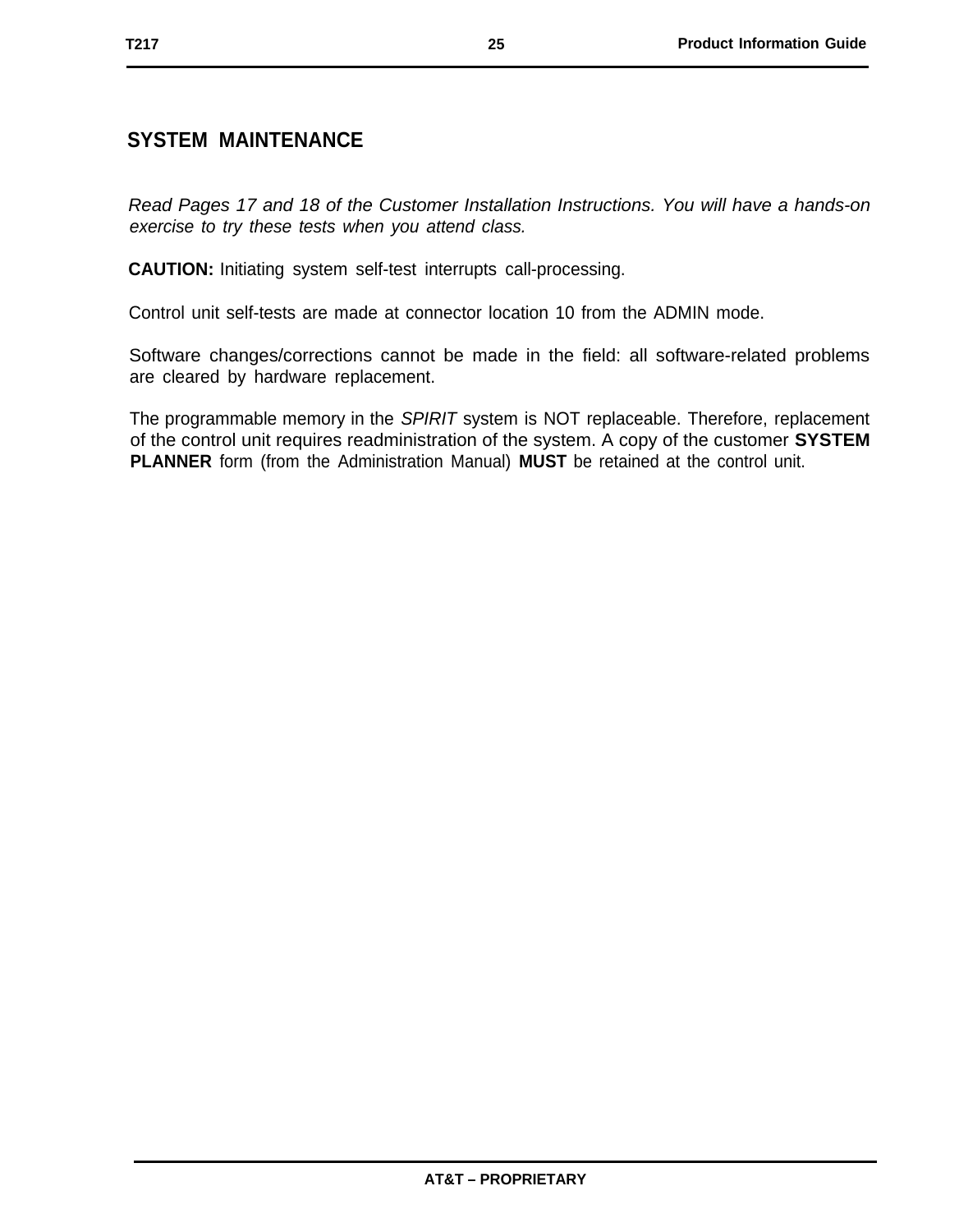## SYSTEM MAINTENANCE

*Read Pages 17 and 18 of the Customer Installation Instructions. You will have a hands-on exercise to try these tests when you attend class.*

**CAUTION:** Initiating system self-test interrupts call-processing.

Control unit self-tests are made at connector location 10 from the ADMIN mode.

Software changes/corrections cannot be made in the field: all software-related problems are cleared by hardware replacement.

The programmable memory in the *SPIRIT* system is NOT replaceable. Therefore, replacement of the control unit requires readministration of the system. A copy of the customer **SYSTEM PLANNER** form (from the Administration Manual) **MUST** be retained at the control unit.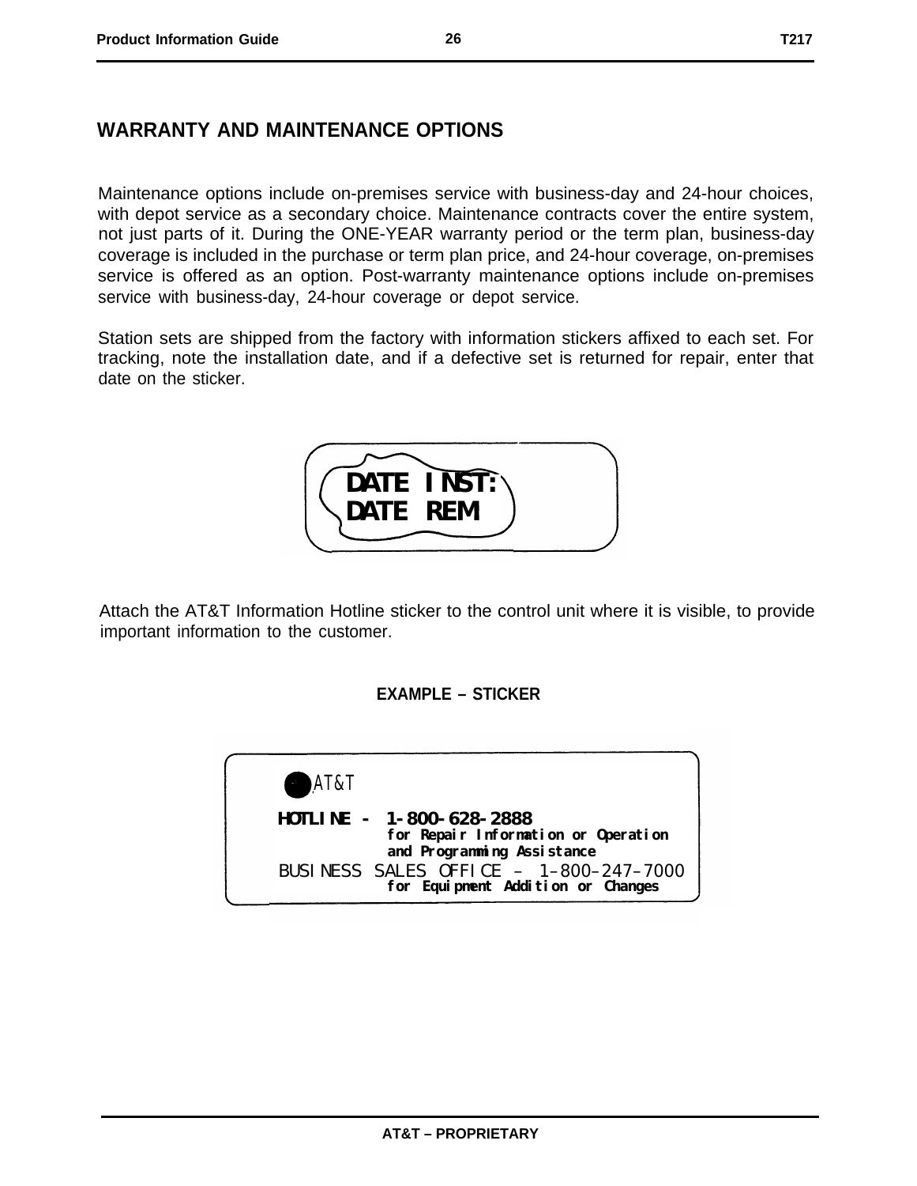## WARRANTY AND MAINTENANCE OPTIONS

Maintenance options include on-premises service with business-day and 24-hour choices, with depot service as a secondary choice. Maintenance contracts cover the entire system, not just parts of it. During the ONE-YEAR warranty period or the term plan, business-day coverage is included in the purchase or term plan price, and 24-hour coverage, on-premises service is offered as an option. Post-warranty maintenance options include on-premises service with business-day, 24-hour coverage or depot service.

Station sets are shipped from the factory with information stickers affixed to each set. For tracking, note the installation date, and if a defective set is returned for repair, enter that date on the sticker.

**DATE INST:**
**DATE REM:**

Attach the AT&T Information Hotline sticker to the control unit where it is visible, to provide important information to the customer.

**EXAMPLE – STICKER**

AT&T

**HOTLINE - 1-800-628-2888**
**for Repair Information or Operation and Programming Assistance**

BUSINESS SALES OFFICE – 1-800-247-7000
**for Equipment Addition or Changes**

AT&T – PROPRIETARY